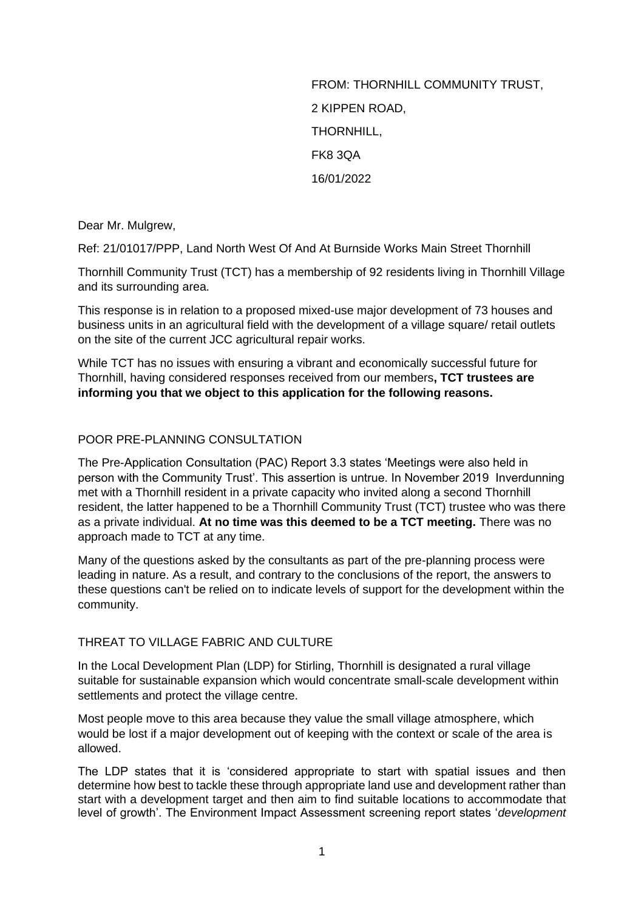FROM: THORNHILL COMMUNITY TRUST,

2 KIPPEN ROAD,

THORNHILL,

FK8 3QA

16/01/2022

Dear Mr. Mulgrew,

Ref: 21/01017/PPP, Land North West Of And At Burnside Works Main Street Thornhill

Thornhill Community Trust (TCT) has a membership of 92 residents living in Thornhill Village and its surrounding area.

This response is in relation to a proposed mixed-use major development of 73 houses and business units in an agricultural field with the development of a village square/ retail outlets on the site of the current JCC agricultural repair works.

While TCT has no issues with ensuring a vibrant and economically successful future for Thornhill, having considered responses received from our members**, TCT trustees are informing you that we object to this application for the following reasons.**

## POOR PRE-PLANNING CONSULTATION

The Pre-Application Consultation (PAC) Report 3.3 states 'Meetings were also held in person with the Community Trust'. This assertion is untrue. In November 2019 Inverdunning met with a Thornhill resident in a private capacity who invited along a second Thornhill resident, the latter happened to be a Thornhill Community Trust (TCT) trustee who was there as a private individual. **At no time was this deemed to be a TCT meeting.** There was no approach made to TCT at any time.

Many of the questions asked by the consultants as part of the pre-planning process were leading in nature. As a result, and contrary to the conclusions of the report, the answers to these questions can't be relied on to indicate levels of support for the development within the community.

## THREAT TO VILLAGE FABRIC AND CULTURE

In the Local Development Plan (LDP) for Stirling, Thornhill is designated a rural village suitable for sustainable expansion which would concentrate small-scale development within settlements and protect the village centre.

Most people move to this area because they value the small village atmosphere, which would be lost if a major development out of keeping with the context or scale of the area is allowed.

The LDP states that it is 'considered appropriate to start with spatial issues and then determine how best to tackle these through appropriate land use and development rather than start with a development target and then aim to find suitable locations to accommodate that level of growth'. The Environment Impact Assessment screening report states '*development*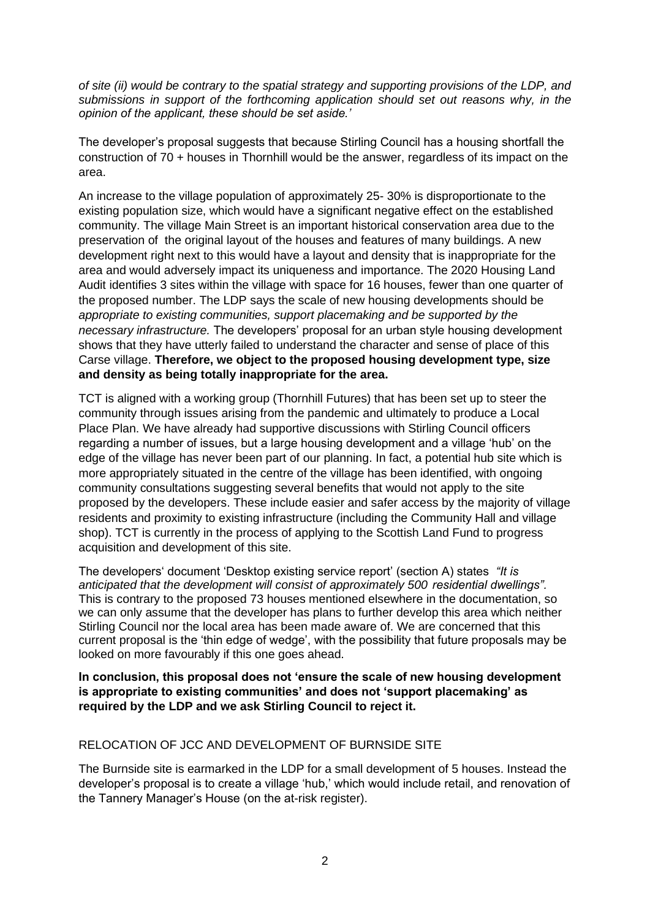*of site (ii) would be contrary to the spatial strategy and supporting provisions of the LDP, and submissions in support of the forthcoming application should set out reasons why, in the opinion of the applicant, these should be set aside.'*

The developer's proposal suggests that because Stirling Council has a housing shortfall the construction of 70 + houses in Thornhill would be the answer, regardless of its impact on the area.

An increase to the village population of approximately 25- 30% is disproportionate to the existing population size, which would have a significant negative effect on the established community. The village Main Street is an important historical conservation area due to the preservation of the original layout of the houses and features of many buildings. A new development right next to this would have a layout and density that is inappropriate for the area and would adversely impact its uniqueness and importance. The 2020 Housing Land Audit identifies 3 sites within the village with space for 16 houses, fewer than one quarter of the proposed number. The LDP says the scale of new housing developments should be *appropriate to existing communities, support placemaking and be supported by the necessary infrastructure.* The developers' proposal for an urban style housing development shows that they have utterly failed to understand the character and sense of place of this Carse village. **Therefore, we object to the proposed housing development type, size and density as being totally inappropriate for the area.**

TCT is aligned with a working group (Thornhill Futures) that has been set up to steer the community through issues arising from the pandemic and ultimately to produce a Local Place Plan. We have already had supportive discussions with Stirling Council officers regarding a number of issues, but a large housing development and a village 'hub' on the edge of the village has never been part of our planning. In fact, a potential hub site which is more appropriately situated in the centre of the village has been identified, with ongoing community consultations suggesting several benefits that would not apply to the site proposed by the developers. These include easier and safer access by the majority of village residents and proximity to existing infrastructure (including the Community Hall and village shop). TCT is currently in the process of applying to the Scottish Land Fund to progress acquisition and development of this site.

The developers' document 'Desktop existing service report' (section A) states *"It is anticipated that the development will consist of approximately 500 residential dwellings".* This is contrary to the proposed 73 houses mentioned elsewhere in the documentation, so we can only assume that the developer has plans to further develop this area which neither Stirling Council nor the local area has been made aware of. We are concerned that this current proposal is the 'thin edge of wedge', with the possibility that future proposals may be looked on more favourably if this one goes ahead.

**In conclusion, this proposal does not 'ensure the scale of new housing development is appropriate to existing communities' and does not 'support placemaking' as required by the LDP and we ask Stirling Council to reject it.**

## RELOCATION OF JCC AND DEVELOPMENT OF BURNSIDE SITE

The Burnside site is earmarked in the LDP for a small development of 5 houses. Instead the developer's proposal is to create a village 'hub,' which would include retail, and renovation of the Tannery Manager's House (on the at-risk register).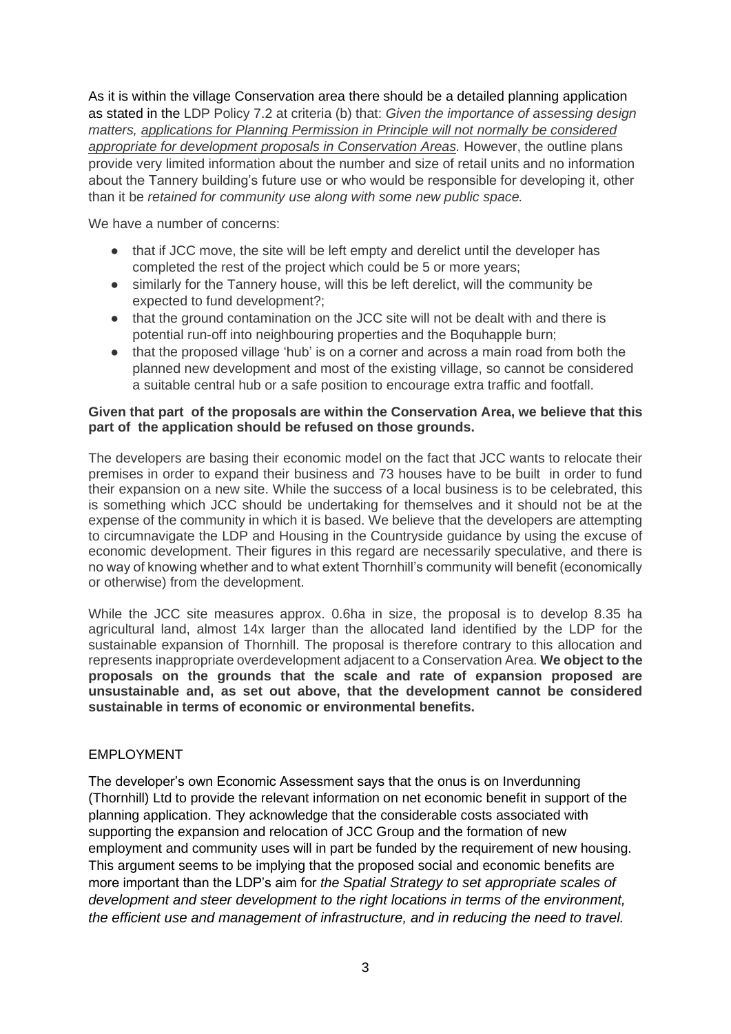As it is within the village Conservation area there should be a detailed planning application as stated in the LDP Policy 7.2 at criteria (b) that: *Given the importance of assessing design matters, applications for Planning Permission in Principle will not normally be considered appropriate for development proposals in Conservation Areas.* However, the outline plans provide very limited information about the number and size of retail units and no information about the Tannery building's future use or who would be responsible for developing it, other than it be *retained for community use along with some new public space.*

We have a number of concerns:

- that if JCC move, the site will be left empty and derelict until the developer has completed the rest of the project which could be 5 or more years;
- similarly for the Tannery house, will this be left derelict, will the community be expected to fund development?;
- that the ground contamination on the JCC site will not be dealt with and there is potential run-off into neighbouring properties and the Boquhapple burn;
- that the proposed village 'hub' is on a corner and across a main road from both the planned new development and most of the existing village, so cannot be considered a suitable central hub or a safe position to encourage extra traffic and footfall.

**Given that part of the proposals are within the Conservation Area, we believe that this part of the application should be refused on those grounds.**

The developers are basing their economic model on the fact that JCC wants to relocate their premises in order to expand their business and 73 houses have to be built in order to fund their expansion on a new site. While the success of a local business is to be celebrated, this is something which JCC should be undertaking for themselves and it should not be at the expense of the community in which it is based. We believe that the developers are attempting to circumnavigate the LDP and Housing in the Countryside guidance by using the excuse of economic development. Their figures in this regard are necessarily speculative, and there is no way of knowing whether and to what extent Thornhill's community will benefit (economically or otherwise) from the development.

While the JCC site measures approx. 0.6ha in size, the proposal is to develop 8.35 ha agricultural land, almost 14x larger than the allocated land identified by the LDP for the sustainable expansion of Thornhill. The proposal is therefore contrary to this allocation and represents inappropriate overdevelopment adjacent to a Conservation Area. **We object to the proposals on the grounds that the scale and rate of expansion proposed are unsustainable and, as set out above, that the development cannot be considered sustainable in terms of economic or environmental benefits.**

## EMPLOYMENT

The developer's own Economic Assessment says that the onus is on Inverdunning (Thornhill) Ltd to provide the relevant information on net economic benefit in support of the planning application. They acknowledge that the considerable costs associated with supporting the expansion and relocation of JCC Group and the formation of new employment and community uses will in part be funded by the requirement of new housing. This argument seems to be implying that the proposed social and economic benefits are more important than the LDP's aim for *the Spatial Strategy to set appropriate scales of development and steer development to the right locations in terms of the environment, the efficient use and management of infrastructure, and in reducing the need to travel.*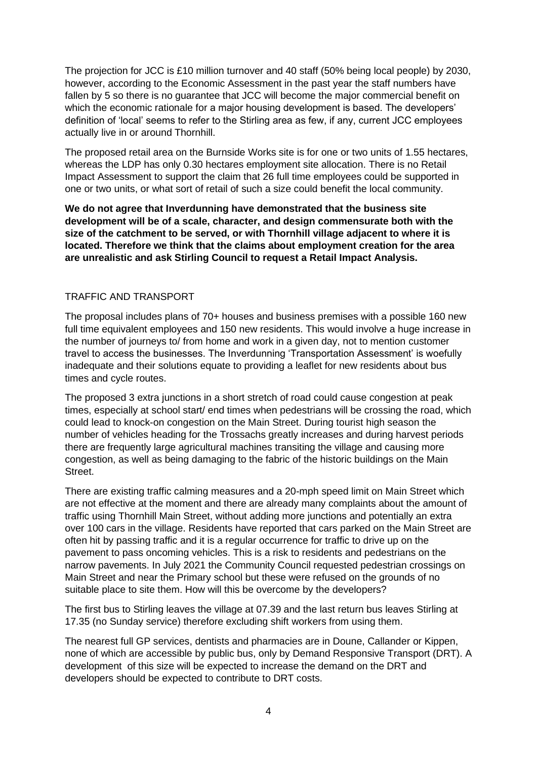The projection for JCC is £10 million turnover and 40 staff (50% being local people) by 2030, however, according to the Economic Assessment in the past year the staff numbers have fallen by 5 so there is no guarantee that JCC will become the major commercial benefit on which the economic rationale for a major housing development is based. The developers' definition of 'local' seems to refer to the Stirling area as few, if any, current JCC employees actually live in or around Thornhill.

The proposed retail area on the Burnside Works site is for one or two units of 1.55 hectares, whereas the LDP has only 0.30 hectares employment site allocation. There is no Retail Impact Assessment to support the claim that 26 full time employees could be supported in one or two units, or what sort of retail of such a size could benefit the local community.

**We do not agree that Inverdunning have demonstrated that the business site development will be of a scale, character, and design commensurate both with the size of the catchment to be served, or with Thornhill village adjacent to where it is located. Therefore we think that the claims about employment creation for the area are unrealistic and ask Stirling Council to request a Retail Impact Analysis.**

## TRAFFIC AND TRANSPORT

The proposal includes plans of 70+ houses and business premises with a possible 160 new full time equivalent employees and 150 new residents. This would involve a huge increase in the number of journeys to/ from home and work in a given day, not to mention customer travel to access the businesses. The Inverdunning 'Transportation Assessment' is woefully inadequate and their solutions equate to providing a leaflet for new residents about bus times and cycle routes.

The proposed 3 extra junctions in a short stretch of road could cause congestion at peak times, especially at school start/ end times when pedestrians will be crossing the road, which could lead to knock-on congestion on the Main Street. During tourist high season the number of vehicles heading for the Trossachs greatly increases and during harvest periods there are frequently large agricultural machines transiting the village and causing more congestion, as well as being damaging to the fabric of the historic buildings on the Main Street.

There are existing traffic calming measures and a 20-mph speed limit on Main Street which are not effective at the moment and there are already many complaints about the amount of traffic using Thornhill Main Street, without adding more junctions and potentially an extra over 100 cars in the village. Residents have reported that cars parked on the Main Street are often hit by passing traffic and it is a regular occurrence for traffic to drive up on the pavement to pass oncoming vehicles. This is a risk to residents and pedestrians on the narrow pavements. In July 2021 the Community Council requested pedestrian crossings on Main Street and near the Primary school but these were refused on the grounds of no suitable place to site them. How will this be overcome by the developers?

The first bus to Stirling leaves the village at 07.39 and the last return bus leaves Stirling at 17.35 (no Sunday service) therefore excluding shift workers from using them.

The nearest full GP services, dentists and pharmacies are in Doune, Callander or Kippen, none of which are accessible by public bus, only by Demand Responsive Transport (DRT). A development of this size will be expected to increase the demand on the DRT and developers should be expected to contribute to DRT costs.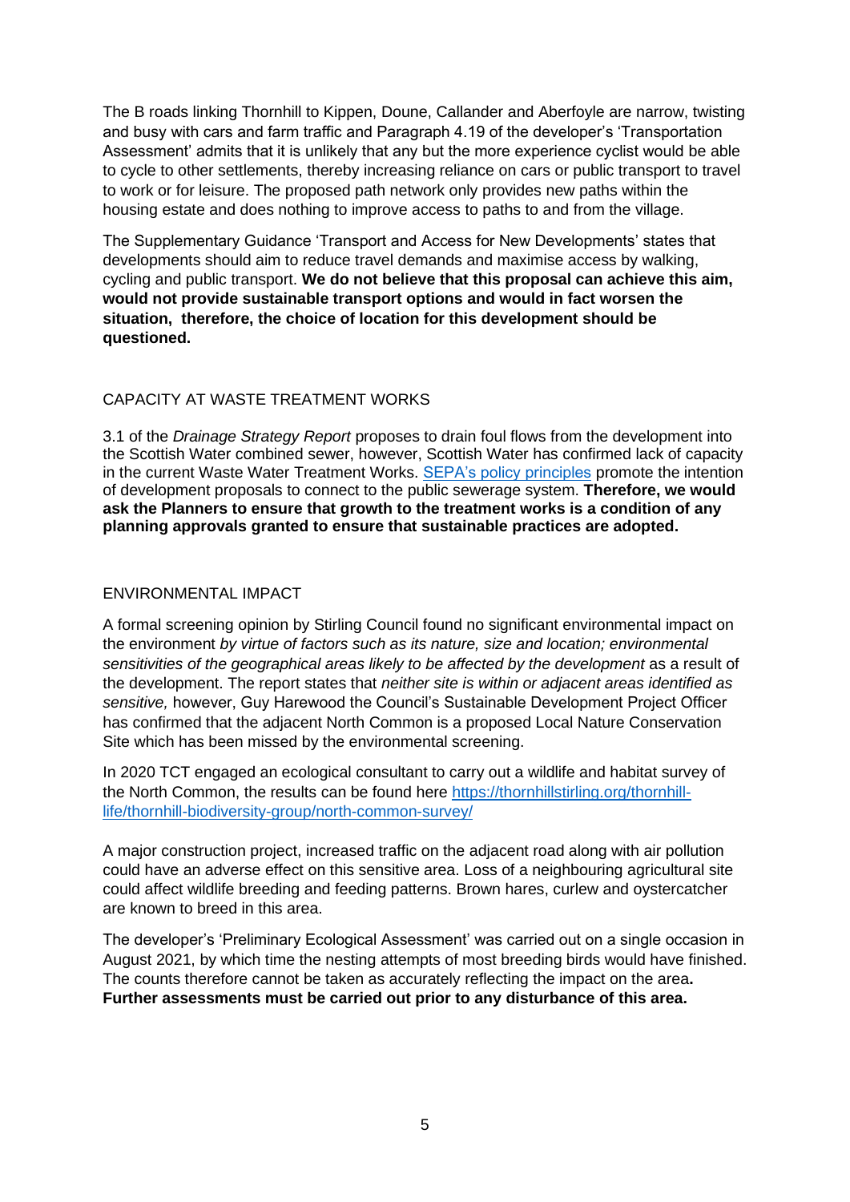The B roads linking Thornhill to Kippen, Doune, Callander and Aberfoyle are narrow, twisting and busy with cars and farm traffic and Paragraph 4.19 of the developer's 'Transportation Assessment' admits that it is unlikely that any but the more experience cyclist would be able to cycle to other settlements, thereby increasing reliance on cars or public transport to travel to work or for leisure. The proposed path network only provides new paths within the housing estate and does nothing to improve access to paths to and from the village.

The Supplementary Guidance 'Transport and Access for New Developments' states that developments should aim to reduce travel demands and maximise access by walking, cycling and public transport. **We do not believe that this proposal can achieve this aim, would not provide sustainable transport options and would in fact worsen the situation, therefore, the choice of location for this development should be questioned.**

## CAPACITY AT WASTE TREATMENT WORKS

3.1 of the *Drainage Strategy Report* proposes to drain foul flows from the development into the Scottish Water combined sewer, however, Scottish Water has confirmed lack of capacity in the current Waste Water Treatment Works. [SEPA's policy principles] promote the intention of development proposals to connect to the public sewerage system. **Therefore, we would ask the Planners to ensure that growth to the treatment works is a condition of any planning approvals granted to ensure that sustainable practices are adopted.**

## ENVIRONMENTAL IMPACT

A formal screening opinion by Stirling Council found no significant environmental impact on the environment *by virtue of factors such as its nature, size and location; environmental sensitivities of the geographical areas likely to be affected by the development* as a result of the development. The report states that *neither site is within or adjacent areas identified as sensitive,* however, Guy Harewood the Council's Sustainable Development Project Officer has confirmed that the adjacent North Common is a proposed Local Nature Conservation Site which has been missed by the environmental screening.

In 2020 TCT engaged an ecological consultant to carry out a wildlife and habitat survey of the North Common, the results can be found here https://thornhillstirling.org/thornhill-life/thornhill-biodiversity-group/north-common-survey/

A major construction project, increased traffic on the adjacent road along with air pollution could have an adverse effect on this sensitive area. Loss of a neighbouring agricultural site could affect wildlife breeding and feeding patterns. Brown hares, curlew and oystercatcher are known to breed in this area.

The developer's 'Preliminary Ecological Assessment' was carried out on a single occasion in August 2021, by which time the nesting attempts of most breeding birds would have finished. The counts therefore cannot be taken as accurately reflecting the impact on the area. **Further assessments must be carried out prior to any disturbance of this area.**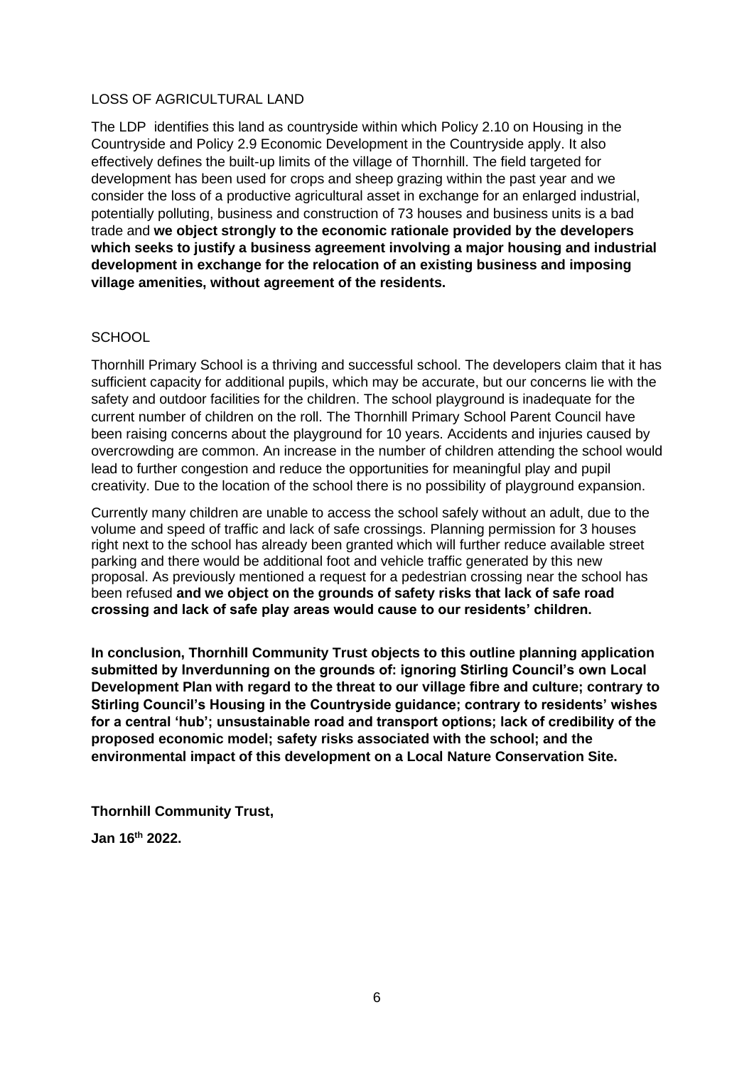## LOSS OF AGRICULTURAL LAND

The LDP identifies this land as countryside within which Policy 2.10 on Housing in the Countryside and Policy 2.9 Economic Development in the Countryside apply. It also effectively defines the built-up limits of the village of Thornhill. The field targeted for development has been used for crops and sheep grazing within the past year and we consider the loss of a productive agricultural asset in exchange for an enlarged industrial, potentially polluting, business and construction of 73 houses and business units is a bad trade and **we object strongly to the economic rationale provided by the developers which seeks to justify a business agreement involving a major housing and industrial development in exchange for the relocation of an existing business and imposing village amenities, without agreement of the residents.**

## SCHOOL

Thornhill Primary School is a thriving and successful school. The developers claim that it has sufficient capacity for additional pupils, which may be accurate, but our concerns lie with the safety and outdoor facilities for the children. The school playground is inadequate for the current number of children on the roll. The Thornhill Primary School Parent Council have been raising concerns about the playground for 10 years. Accidents and injuries caused by overcrowding are common. An increase in the number of children attending the school would lead to further congestion and reduce the opportunities for meaningful play and pupil creativity. Due to the location of the school there is no possibility of playground expansion.

Currently many children are unable to access the school safely without an adult, due to the volume and speed of traffic and lack of safe crossings. Planning permission for 3 houses right next to the school has already been granted which will further reduce available street parking and there would be additional foot and vehicle traffic generated by this new proposal. As previously mentioned a request for a pedestrian crossing near the school has been refused **and we object on the grounds of safety risks that lack of safe road crossing and lack of safe play areas would cause to our residents' children.**

**In conclusion, Thornhill Community Trust objects to this outline planning application submitted by Inverdunning on the grounds of: ignoring Stirling Council's own Local Development Plan with regard to the threat to our village fibre and culture; contrary to Stirling Council's Housing in the Countryside guidance; contrary to residents' wishes for a central 'hub'; unsustainable road and transport options; lack of credibility of the proposed economic model; safety risks associated with the school; and the environmental impact of this development on a Local Nature Conservation Site.**

**Thornhill Community Trust,**

**Jan 16th 2022.**